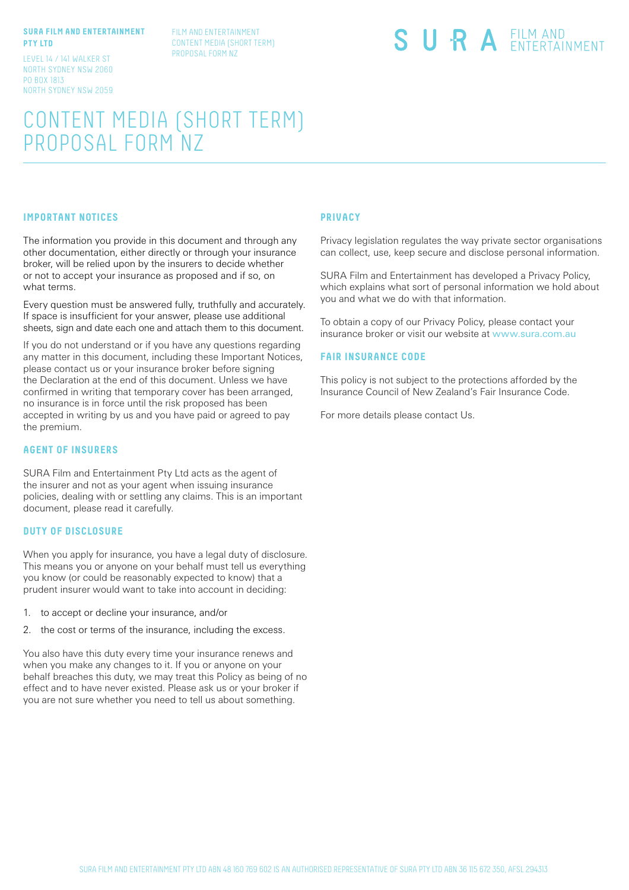**SURA FILM AND ENTERTAINMENT PTY LTD**

LEVEL 14 / 141 WALKER ST
NORTH SYDNEY NSW 2060
PO BOX 1813
NORTH SYDNEY NSW 2059

FILM AND ENTERTAINMENT
CONTENT MEDIA (SHORT TERM)
PROPOSAL FORM NZ

SURA FILM AND ENTERTAINMENT

# CONTENT MEDIA (SHORT TERM) PROPOSAL FORM NZ

## IMPORTANT NOTICES

The information you provide in this document and through any other documentation, either directly or through your insurance broker, will be relied upon by the insurers to decide whether or not to accept your insurance as proposed and if so, on what terms.

Every question must be answered fully, truthfully and accurately. If space is insufficient for your answer, please use additional sheets, sign and date each one and attach them to this document.

If you do not understand or if you have any questions regarding any matter in this document, including these Important Notices, please contact us or your insurance broker before signing the Declaration at the end of this document. Unless we have confirmed in writing that temporary cover has been arranged, no insurance is in force until the risk proposed has been accepted in writing by us and you have paid or agreed to pay the premium.

## AGENT OF INSURERS

SURA Film and Entertainment Pty Ltd acts as the agent of the insurer and not as your agent when issuing insurance policies, dealing with or settling any claims. This is an important document, please read it carefully.

## DUTY OF DISCLOSURE

When you apply for insurance, you have a legal duty of disclosure. This means you or anyone on your behalf must tell us everything you know (or could be reasonably expected to know) that a prudent insurer would want to take into account in deciding:

1. to accept or decline your insurance, and/or
2. the cost or terms of the insurance, including the excess.

You also have this duty every time your insurance renews and when you make any changes to it. If you or anyone on your behalf breaches this duty, we may treat this Policy as being of no effect and to have never existed. Please ask us or your broker if you are not sure whether you need to tell us about something.

## PRIVACY

Privacy legislation regulates the way private sector organisations can collect, use, keep secure and disclose personal information.

SURA Film and Entertainment has developed a Privacy Policy, which explains what sort of personal information we hold about you and what we do with that information.

To obtain a copy of our Privacy Policy, please contact your insurance broker or visit our website at www.sura.com.au

## FAIR INSURANCE CODE

This policy is not subject to the protections afforded by the Insurance Council of New Zealand's Fair Insurance Code.

For more details please contact Us.

SURA FILM AND ENTERTAINMENT PTY LTD ABN 48 160 769 602 IS AN AUTHORISED REPRESENTATIVE OF SURA PTY LTD ABN 36 115 672 350, AFSL 294313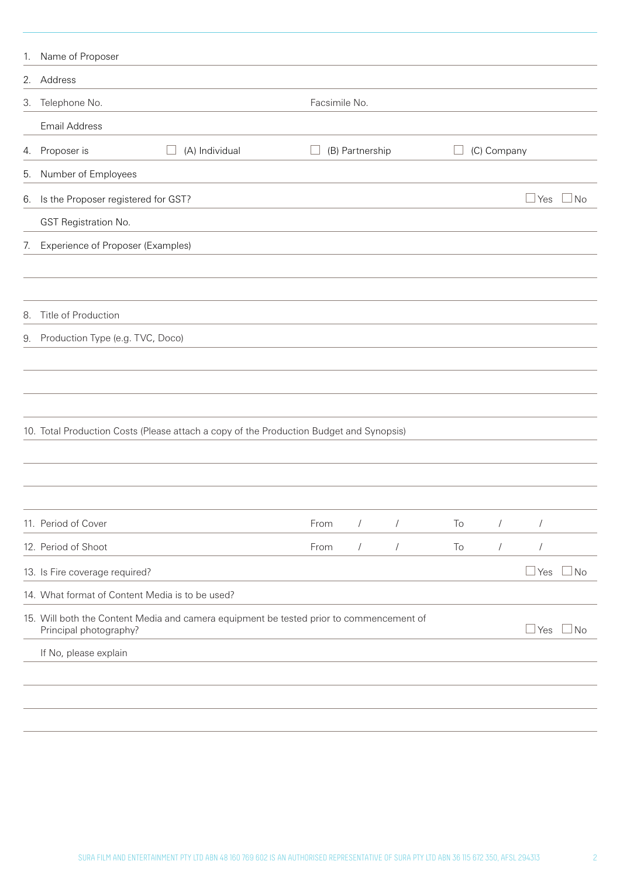1. Name of Proposer
2. Address
3. Telephone No. &nbsp;&nbsp;&nbsp;&nbsp; Facsimile No.

   Email Address
4. Proposer is &nbsp;&nbsp; ☐ (A) Individual &nbsp;&nbsp; ☐ (B) Partnership &nbsp;&nbsp; ☐ (C) Company
5. Number of Employees
6. Is the Proposer registered for GST? &nbsp;&nbsp; ☐ Yes &nbsp; ☐ No

   GST Registration No.
7. Experience of Proposer (Examples)
8. Title of Production
9. Production Type (e.g. TVC, Doco)
10. Total Production Costs (Please attach a copy of the Production Budget and Synopsis)
11. Period of Cover &nbsp;&nbsp; From &nbsp; / &nbsp; / &nbsp;&nbsp; To &nbsp; / &nbsp; /
12. Period of Shoot &nbsp;&nbsp; From &nbsp; / &nbsp; / &nbsp;&nbsp; To &nbsp; / &nbsp; /
13. Is Fire coverage required? &nbsp;&nbsp; ☐ Yes &nbsp; ☐ No
14. What format of Content Media is to be used?
15. Will both the Content Media and camera equipment be tested prior to commencement of Principal photography? &nbsp;&nbsp; ☐ Yes &nbsp; ☐ No

    If No, please explain

SURA FILM AND ENTERTAINMENT PTY LTD ABN 48 160 769 602 IS AN AUTHORISED REPRESENTATIVE OF SURA PTY LTD ABN 36 115 672 350, AFSL 294313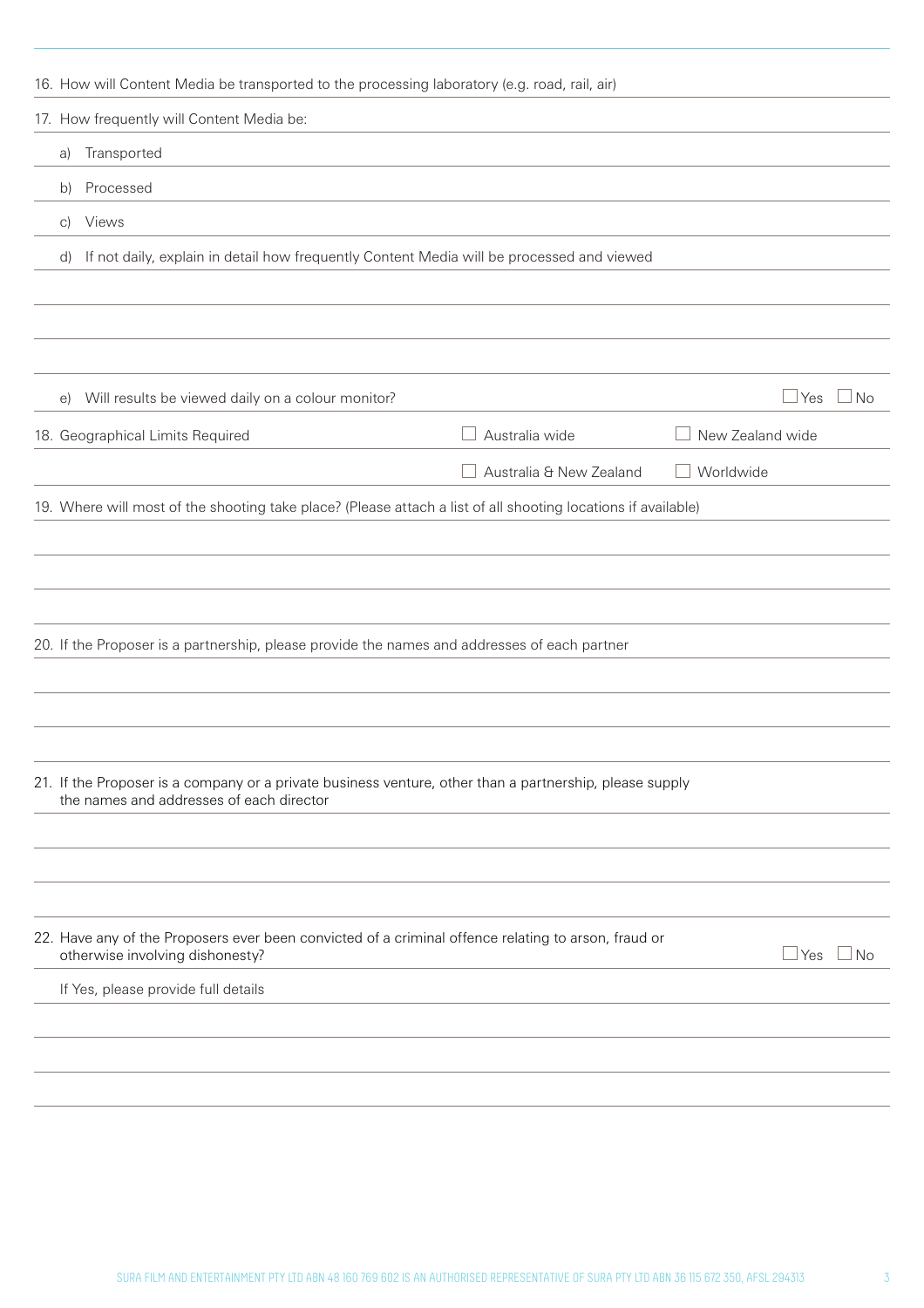16. How will Content Media be transported to the processing laboratory (e.g. road, rail, air)

17. How frequently will Content Media be:

 a) Transported

 b) Processed

 c) Views

 d) If not daily, explain in detail how frequently Content Media will be processed and viewed

 e) Will results be viewed daily on a colour monitor? ☐ Yes ☐ No

18. Geographical Limits Required ☐ Australia wide ☐ New Zealand wide ☐ Australia & New Zealand ☐ Worldwide

19. Where will most of the shooting take place? (Please attach a list of all shooting locations if available)

20. If the Proposer is a partnership, please provide the names and addresses of each partner

21. If the Proposer is a company or a private business venture, other than a partnership, please supply the names and addresses of each director

22. Have any of the Proposers ever been convicted of a criminal offence relating to arson, fraud or otherwise involving dishonesty? ☐ Yes ☐ No

 If Yes, please provide full details

SURA FILM AND ENTERTAINMENT PTY LTD ABN 48 160 769 602 IS AN AUTHORISED REPRESENTATIVE OF SURA PTY LTD ABN 36 115 672 350, AFSL 294313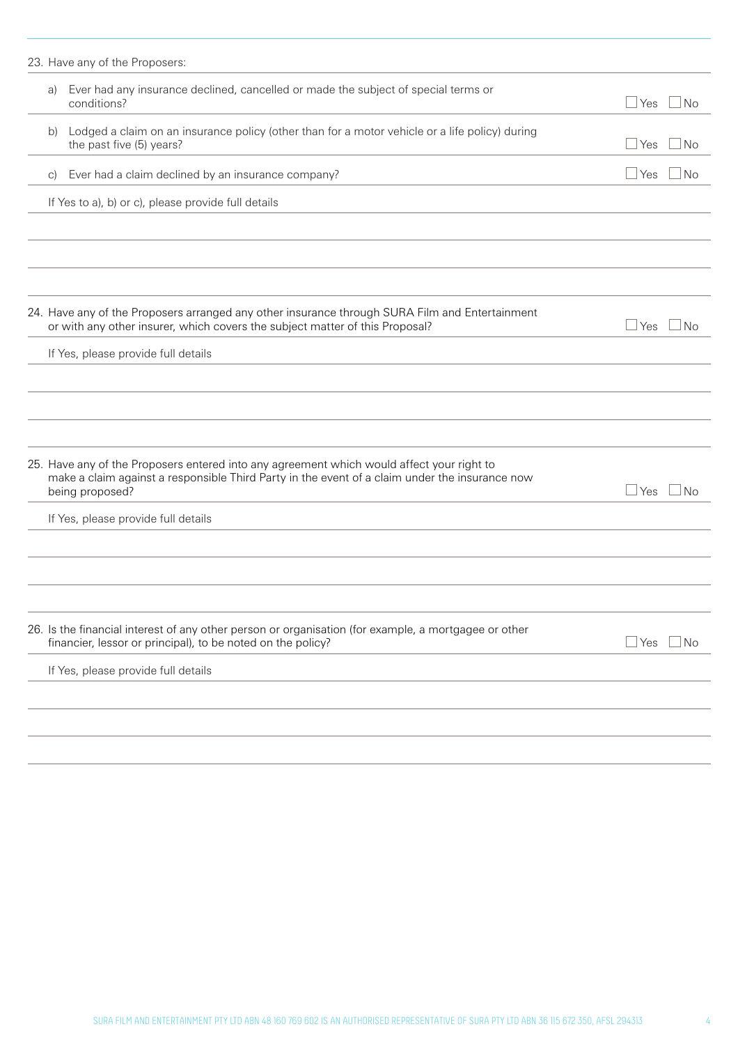23. Have any of the Proposers:

   a) Ever had any insurance declined, cancelled or made the subject of special terms or conditions? ☐ Yes ☐ No

   b) Lodged a claim on an insurance policy (other than for a motor vehicle or a life policy) during the past five (5) years? ☐ Yes ☐ No

   c) Ever had a claim declined by an insurance company? ☐ Yes ☐ No

   If Yes to a), b) or c), please provide full details

24. Have any of the Proposers arranged any other insurance through SURA Film and Entertainment or with any other insurer, which covers the subject matter of this Proposal? ☐ Yes ☐ No

   If Yes, please provide full details

25. Have any of the Proposers entered into any agreement which would affect your right to make a claim against a responsible Third Party in the event of a claim under the insurance now being proposed? ☐ Yes ☐ No

   If Yes, please provide full details

26. Is the financial interest of any other person or organisation (for example, a mortgagee or other financier, lessor or principal), to be noted on the policy? ☐ Yes ☐ No

   If Yes, please provide full details

SURA FILM AND ENTERTAINMENT PTY LTD ABN 48 160 769 602 IS AN AUTHORISED REPRESENTATIVE OF SURA PTY LTD ABN 36 115 672 350, AFSL 294313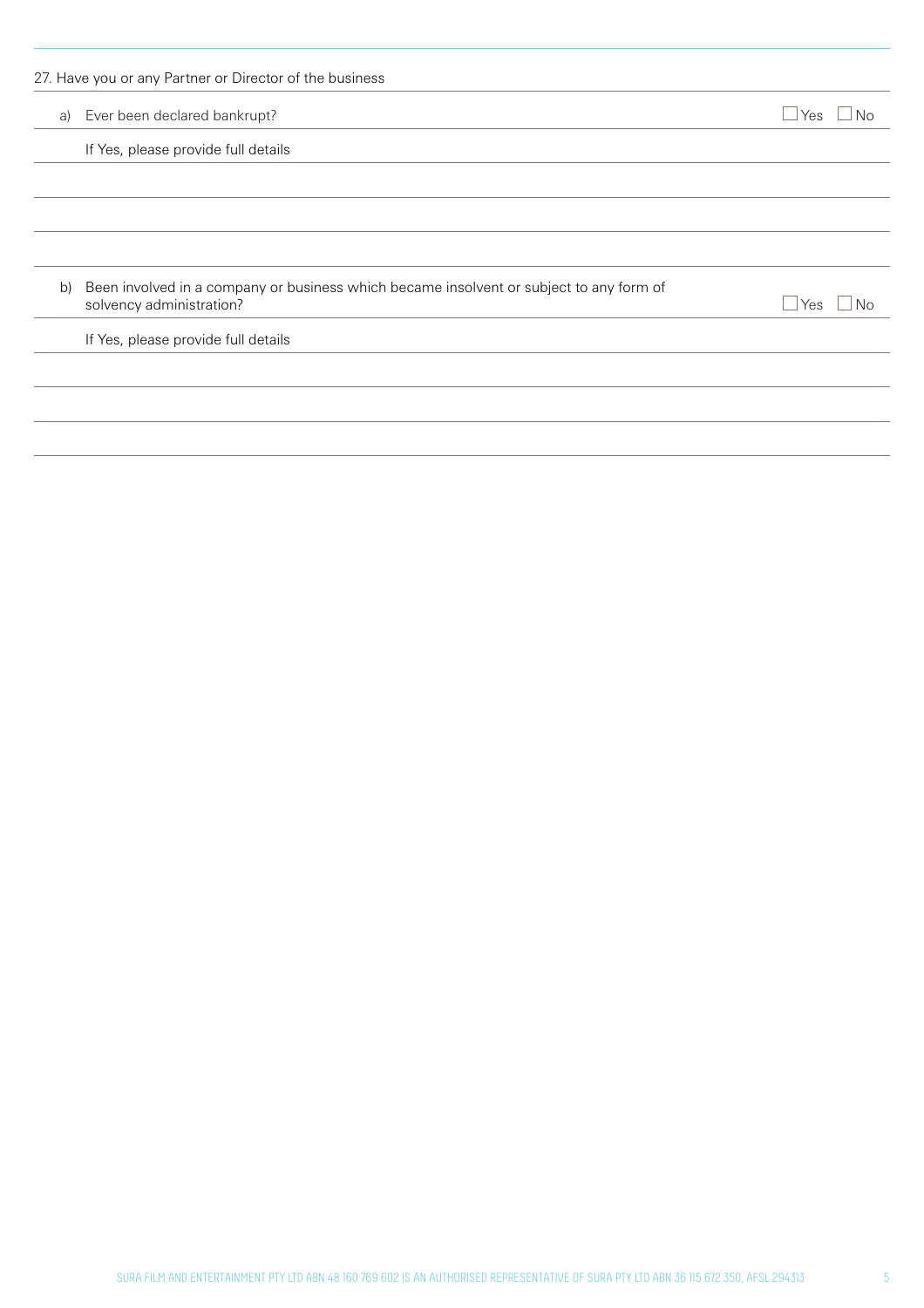27. Have you or any Partner or Director of the business

a) Ever been declared bankrupt? ☐ Yes ☐ No

If Yes, please provide full details

b) Been involved in a company or business which became insolvent or subject to any form of solvency administration? ☐ Yes ☐ No

If Yes, please provide full details

SURA FILM AND ENTERTAINMENT PTY LTD ABN 48 160 769 602 IS AN AUTHORISED REPRESENTATIVE OF SURA PTY LTD ABN 36 115 672 350, AFSL 294313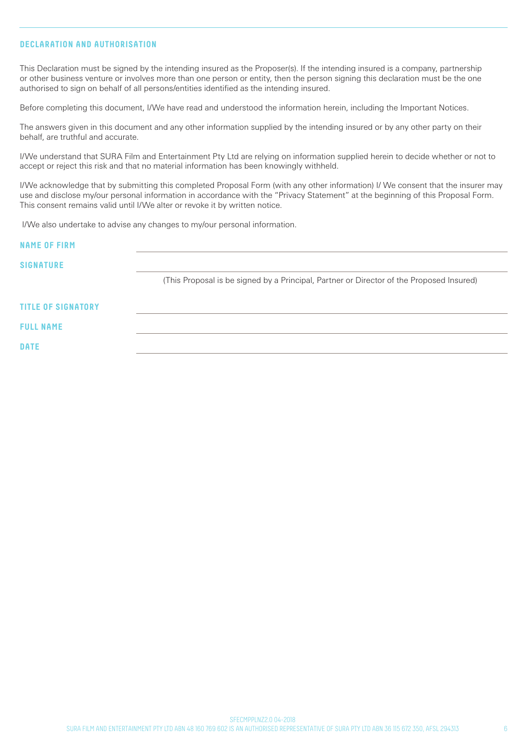## DECLARATION AND AUTHORISATION

This Declaration must be signed by the intending insured as the Proposer(s). If the intending insured is a company, partnership or other business venture or involves more than one person or entity, then the person signing this declaration must be the one authorised to sign on behalf of all persons/entities identified as the intending insured.

Before completing this document, I/We have read and understood the information herein, including the Important Notices.

The answers given in this document and any other information supplied by the intending insured or by any other party on their behalf, are truthful and accurate.

I/We understand that SURA Film and Entertainment Pty Ltd are relying on information supplied herein to decide whether or not to accept or reject this risk and that no material information has been knowingly withheld.

I/We acknowledge that by submitting this completed Proposal Form (with any other information) I/ We consent that the insurer may use and disclose my/our personal information in accordance with the "Privacy Statement" at the beginning of this Proposal Form. This consent remains valid until I/We alter or revoke it by written notice.

I/We also undertake to advise any changes to my/our personal information.

**NAME OF FIRM** \_\_\_\_\_\_\_\_\_\_\_\_\_\_\_\_\_\_\_\_\_\_\_\_\_\_\_\_\_\_\_\_\_\_\_\_\_\_\_\_

**SIGNATURE** \_\_\_\_\_\_\_\_\_\_\_\_\_\_\_\_\_\_\_\_\_\_\_\_\_\_\_\_\_\_\_\_\_\_\_\_\_\_\_\_

(This Proposal is be signed by a Principal, Partner or Director of the Proposed Insured)

**TITLE OF SIGNATORY** \_\_\_\_\_\_\_\_\_\_\_\_\_\_\_\_\_\_\_\_\_\_\_\_\_\_\_\_\_\_\_\_\_\_\_\_\_\_\_\_

**FULL NAME** \_\_\_\_\_\_\_\_\_\_\_\_\_\_\_\_\_\_\_\_\_\_\_\_\_\_\_\_\_\_\_\_\_\_\_\_\_\_\_\_

**DATE** \_\_\_\_\_\_\_\_\_\_\_\_\_\_\_\_\_\_\_\_\_\_\_\_\_\_\_\_\_\_\_\_\_\_\_\_\_\_\_\_

SFECMPPLNZ2.0 04-2018

SURA FILM AND ENTERTAINMENT PTY LTD ABN 48 160 769 602 IS AN AUTHORISED REPRESENTATIVE OF SURA PTY LTD ABN 36 115 672 350, AFSL 294313